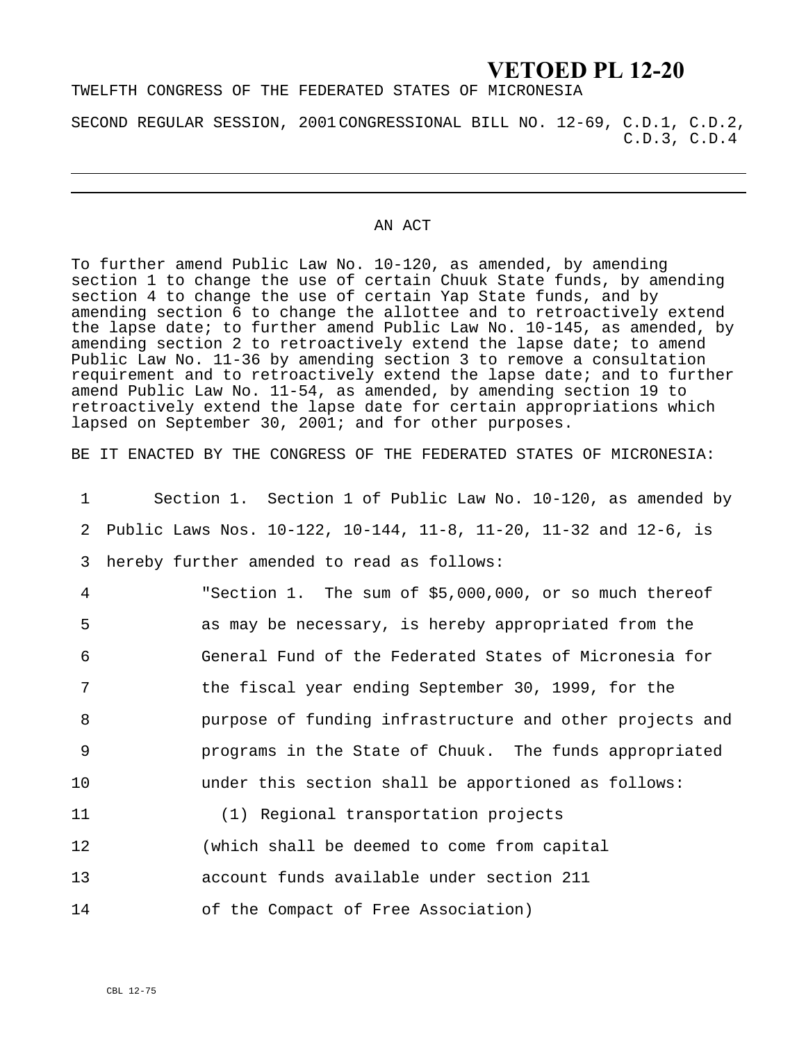# VETOED PL 12-20

TWELFTH CONGRESS OF THE FEDERATED STATES OF MICRONESIA

SECOND REGULAR SESSION, 2001

CONGRESSIONAL BILL NO. 12-69, C.D.1, C.D.2, C.D.3, C.D.4

---

## AN ACT

To further amend Public Law No. 10-120, as amended, by amending section 1 to change the use of certain Chuuk State funds, by amending section 4 to change the use of certain Yap State funds, and by amending section 6 to change the allottee and to retroactively extend the lapse date; to further amend Public Law No. 10-145, as amended, by amending section 2 to retroactively extend the lapse date; to amend Public Law No. 11-36 by amending section 3 to remove a consultation requirement and to retroactively extend the lapse date; and to further amend Public Law No. 11-54, as amended, by amending section 19 to retroactively extend the lapse date for certain appropriations which lapsed on September 30, 2001; and for other purposes.

BE IT ENACTED BY THE CONGRESS OF THE FEDERATED STATES OF MICRONESIA:

1 Section 1. Section 1 of Public Law No. 10-120, as amended by
2 Public Laws Nos. 10-122, 10-144, 11-8, 11-20, 11-32 and 12-6, is
3 hereby further amended to read as follows:

4 "Section 1. The sum of $5,000,000, or so much thereof
5 as may be necessary, is hereby appropriated from the
6 General Fund of the Federated States of Micronesia for
7 the fiscal year ending September 30, 1999, for the
8 purpose of funding infrastructure and other projects and
9 programs in the State of Chuuk. The funds appropriated
10 under this section shall be apportioned as follows:

11 (1) Regional transportation projects
12 (which shall be deemed to come from capital
13 account funds available under section 211
14 of the Compact of Free Association)

CBL 12-75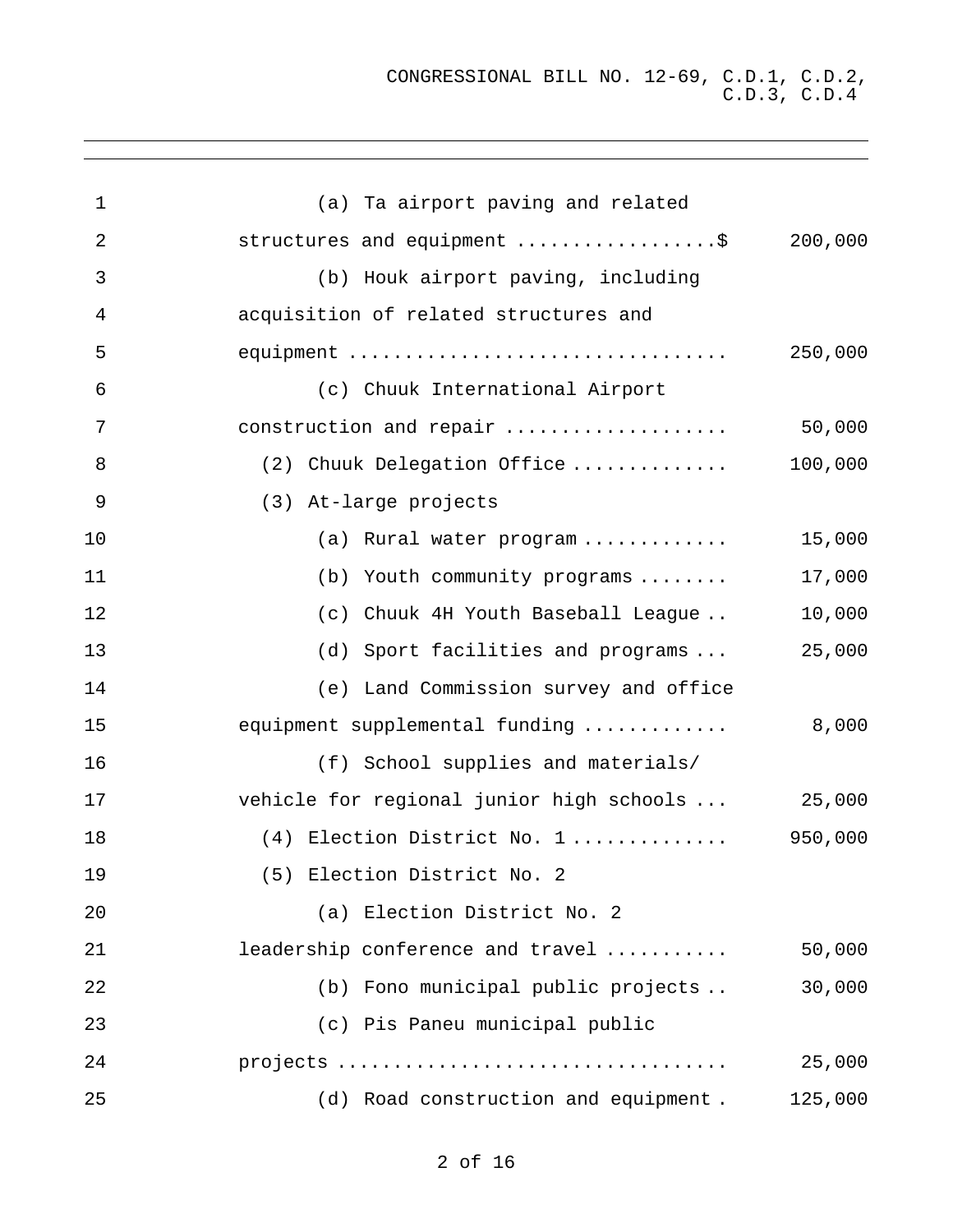(a) Ta airport paving and related structures and equipment ..................$ 200,000

(b) Houk airport paving, including acquisition of related structures and equipment .................................. 250,000

(c) Chuuk International Airport construction and repair .................... 50,000

(2) Chuuk Delegation Office .............. 100,000

(3) At-large projects

(a) Rural water program ............. 15,000

(b) Youth community programs ........ 17,000

(c) Chuuk 4H Youth Baseball League .. 10,000

(d) Sport facilities and programs ... 25,000

(e) Land Commission survey and office equipment supplemental funding ............. 8,000

(f) School supplies and materials/ vehicle for regional junior high schools ... 25,000

(4) Election District No. 1 .............. 950,000

(5) Election District No. 2

(a) Election District No. 2 leadership conference and travel ........... 50,000

(b) Fono municipal public projects .. 30,000

(c) Pis Paneu municipal public projects .................................. 25,000

(d) Road construction and equipment . 125,000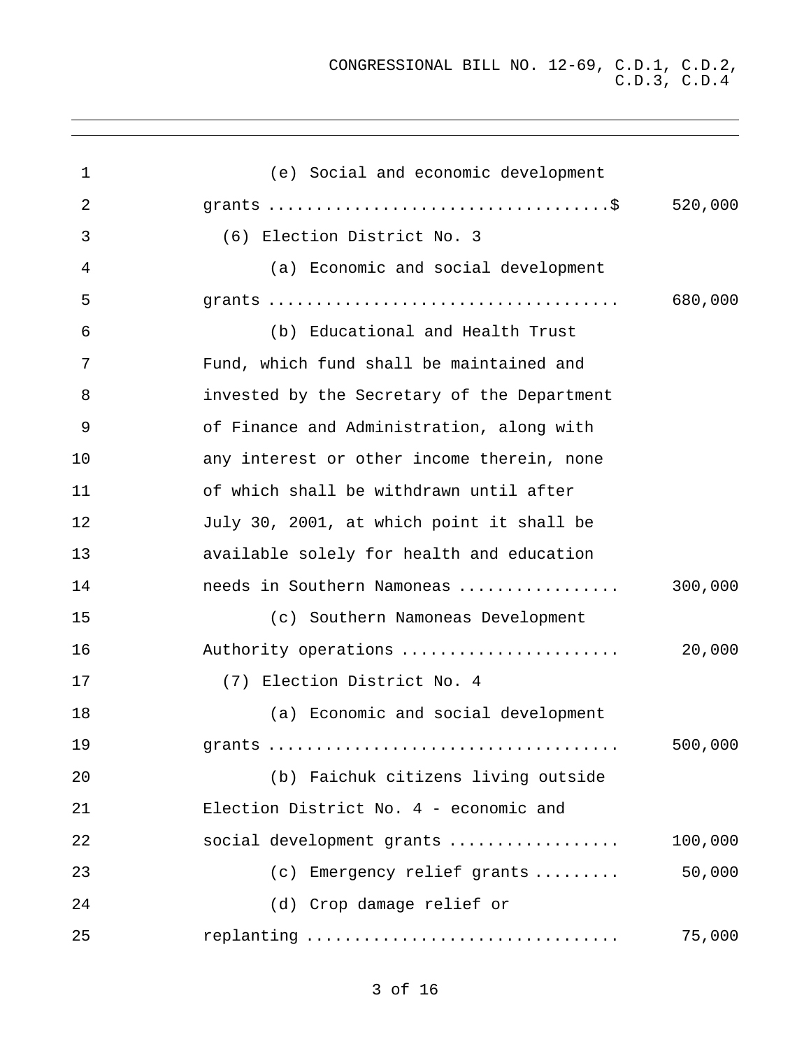| | |
|---|---|
| (e) Social and economic development grants | $ 520,000 |
| (6) Election District No. 3 | |
| (a) Economic and social development grants | 680,000 |
| (b) Educational and Health Trust Fund, which fund shall be maintained and invested by the Secretary of the Department of Finance and Administration, along with any interest or other income therein, none of which shall be withdrawn until after July 30, 2001, at which point it shall be available solely for health and education needs in Southern Namoneas | 300,000 |
| (c) Southern Namoneas Development Authority operations | 20,000 |
| (7) Election District No. 4 | |
| (a) Economic and social development grants | 500,000 |
| (b) Faichuk citizens living outside Election District No. 4 - economic and social development grants | 100,000 |
| (c) Emergency relief grants | 50,000 |
| (d) Crop damage relief or replanting | 75,000 |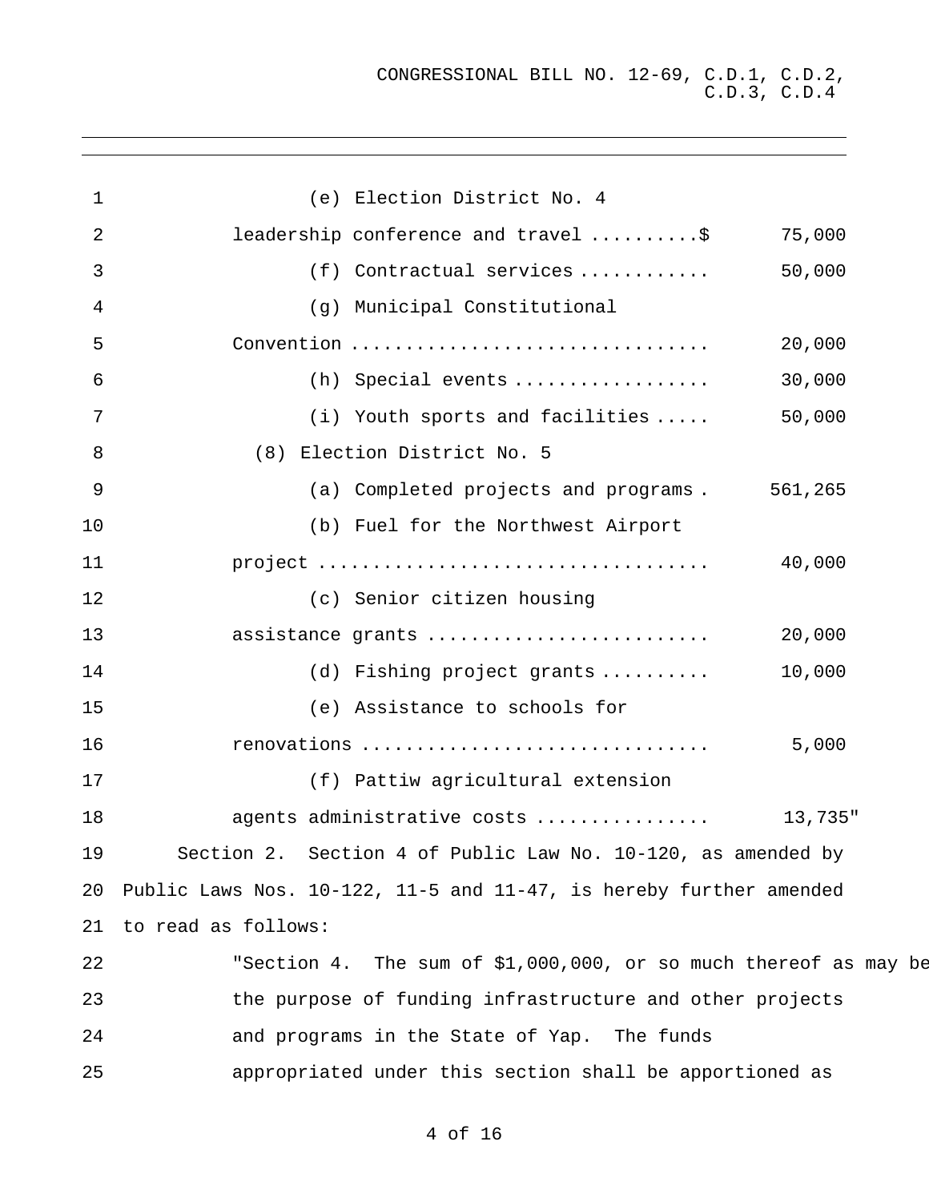(e) Election District No. 4 leadership conference and travel ..........$ 75,000

(f) Contractual services ............ 50,000

(g) Municipal Constitutional Convention ................................ 20,000

(h) Special events .................. 30,000

(i) Youth sports and facilities ..... 50,000

(8) Election District No. 5

(a) Completed projects and programs . 561,265

(b) Fuel for the Northwest Airport project .................................. 40,000

(c) Senior citizen housing assistance grants .......................... 20,000

(d) Fishing project grants .......... 10,000

(e) Assistance to schools for renovations ............................... 5,000

(f) Pattiw agricultural extension agents administrative costs ............... 13,735"

Section 2. Section 4 of Public Law No. 10-120, as amended by Public Laws Nos. 10-122, 11-5 and 11-47, is hereby further amended to read as follows:

"Section 4. The sum of $1,000,000, or so much thereof as may be the purpose of funding infrastructure and other projects and programs in the State of Yap. The funds appropriated under this section shall be apportioned as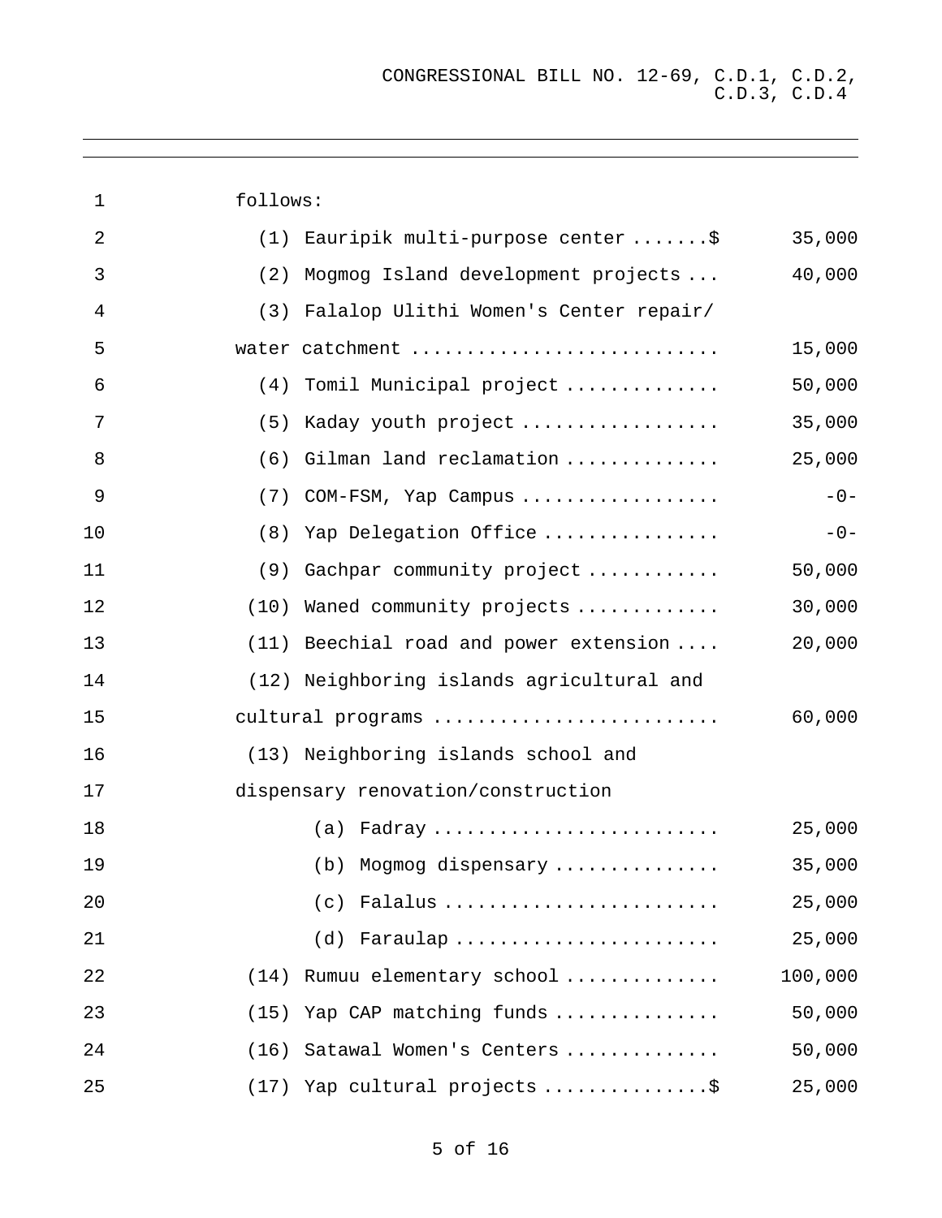follows:

| | |
|---|---|
| (1) Eauripik multi-purpose center .......$ | 35,000 |
| (2) Mogmog Island development projects ... | 40,000 |
| (3) Falalop Ulithi Women's Center repair/ water catchment ............................ | 15,000 |
| (4) Tomil Municipal project .............. | 50,000 |
| (5) Kaday youth project .................. | 35,000 |
| (6) Gilman land reclamation .............. | 25,000 |
| (7) COM-FSM, Yap Campus .................. | -0- |
| (8) Yap Delegation Office ................ | -0- |
| (9) Gachpar community project ............ | 50,000 |
| (10) Waned community projects ............ | 30,000 |
| (11) Beechial road and power extension .... | 20,000 |
| (12) Neighboring islands agricultural and cultural programs .......................... | 60,000 |
| (13) Neighboring islands school and dispensary renovation/construction | |
| (a) Fadray .......................... | 25,000 |
| (b) Mogmog dispensary ............... | 35,000 |
| (c) Falalus ......................... | 25,000 |
| (d) Faraulap ........................ | 25,000 |
| (14) Rumuu elementary school ............. | 100,000 |
| (15) Yap CAP matching funds .............. | 50,000 |
| (16) Satawal Women's Centers ............. | 50,000 |
| (17) Yap cultural projects ...............$ | 25,000 |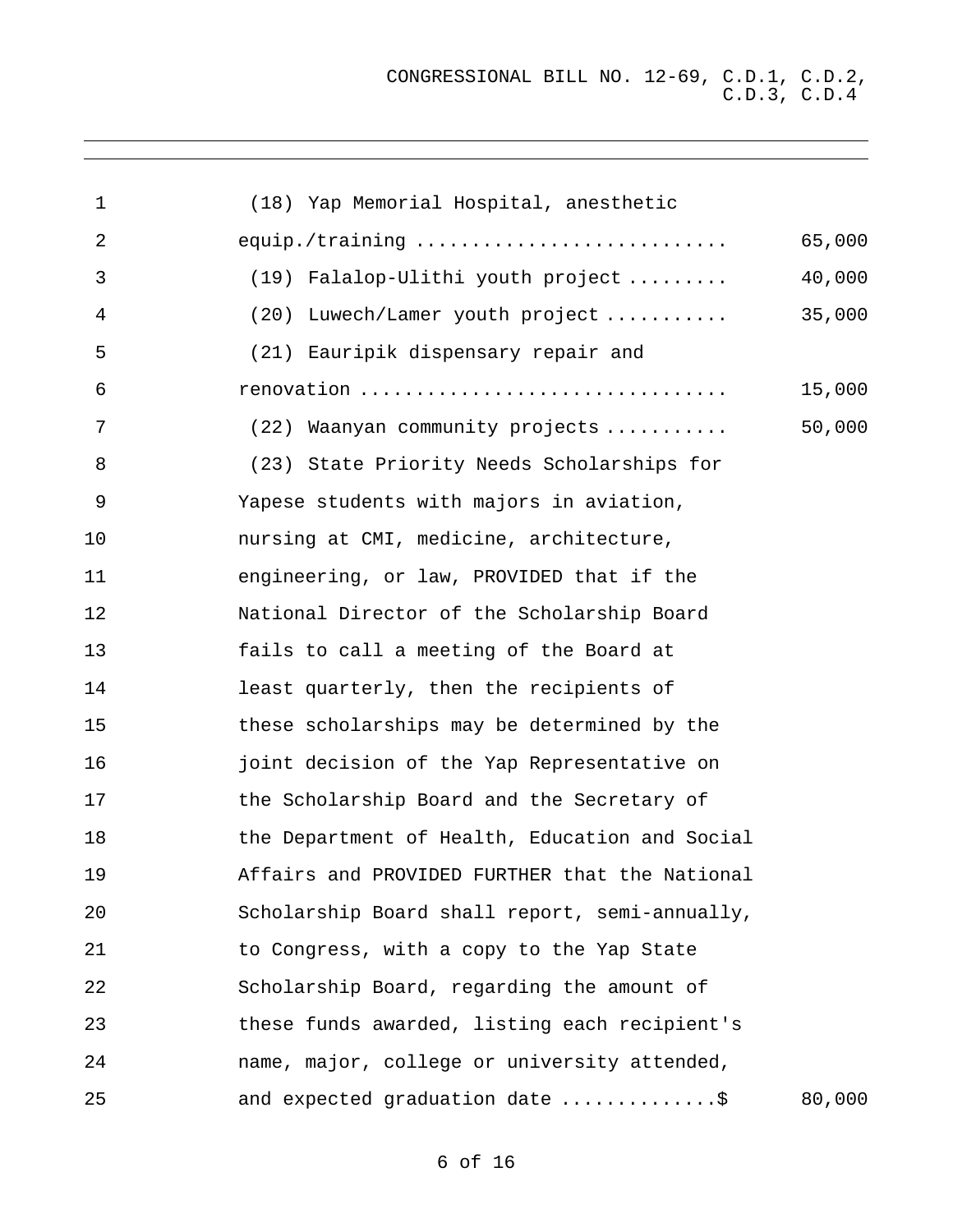| | |
|---|---|
| (18) Yap Memorial Hospital, anesthetic equip./training ............................ | 65,000 |
| (19) Falalop-Ulithi youth project ......... | 40,000 |
| (20) Luwech/Lamer youth project ........... | 35,000 |
| (21) Eauripik dispensary repair and renovation ................................ | 15,000 |
| (22) Waanyan community projects ........... | 50,000 |
| (23) State Priority Needs Scholarships for Yapese students with majors in aviation, nursing at CMI, medicine, architecture, engineering, or law, PROVIDED that if the National Director of the Scholarship Board fails to call a meeting of the Board at least quarterly, then the recipients of these scholarships may be determined by the joint decision of the Yap Representative on the Scholarship Board and the Secretary of the Department of Health, Education and Social Affairs and PROVIDED FURTHER that the National Scholarship Board shall report, semi-annually, to Congress, with a copy to the Yap State Scholarship Board, regarding the amount of these funds awarded, listing each recipient's name, major, college or university attended, and expected graduation date ..............$ | 80,000 |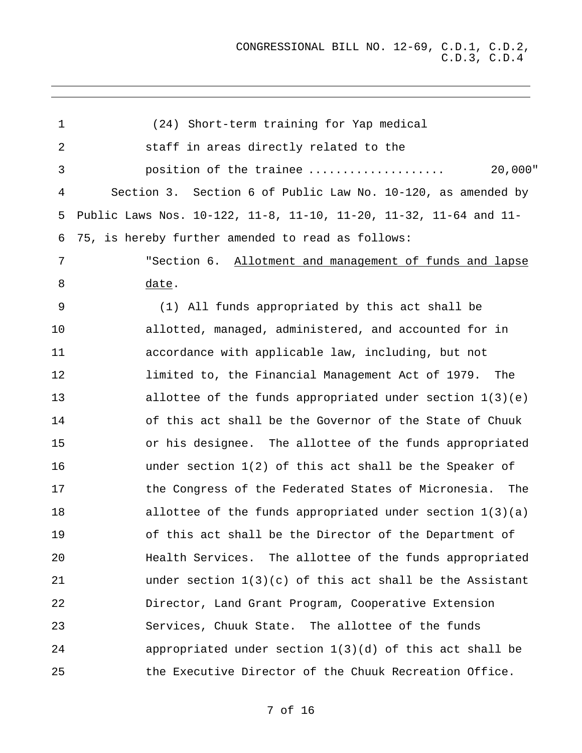(24) Short-term training for Yap medical staff in areas directly related to the position of the trainee .................... 20,000"

Section 3. Section 6 of Public Law No. 10-120, as amended by Public Laws Nos. 10-122, 11-8, 11-10, 11-20, 11-32, 11-64 and 11-75, is hereby further amended to read as follows:

"Section 6. Allotment and management of funds and lapse date.

(1) All funds appropriated by this act shall be allotted, managed, administered, and accounted for in accordance with applicable law, including, but not limited to, the Financial Management Act of 1979. The allottee of the funds appropriated under section 1(3)(e) of this act shall be the Governor of the State of Chuuk or his designee. The allottee of the funds appropriated under section 1(2) of this act shall be the Speaker of the Congress of the Federated States of Micronesia. The allottee of the funds appropriated under section 1(3)(a) of this act shall be the Director of the Department of Health Services. The allottee of the funds appropriated under section 1(3)(c) of this act shall be the Assistant Director, Land Grant Program, Cooperative Extension Services, Chuuk State. The allottee of the funds appropriated under section 1(3)(d) of this act shall be the Executive Director of the Chuuk Recreation Office.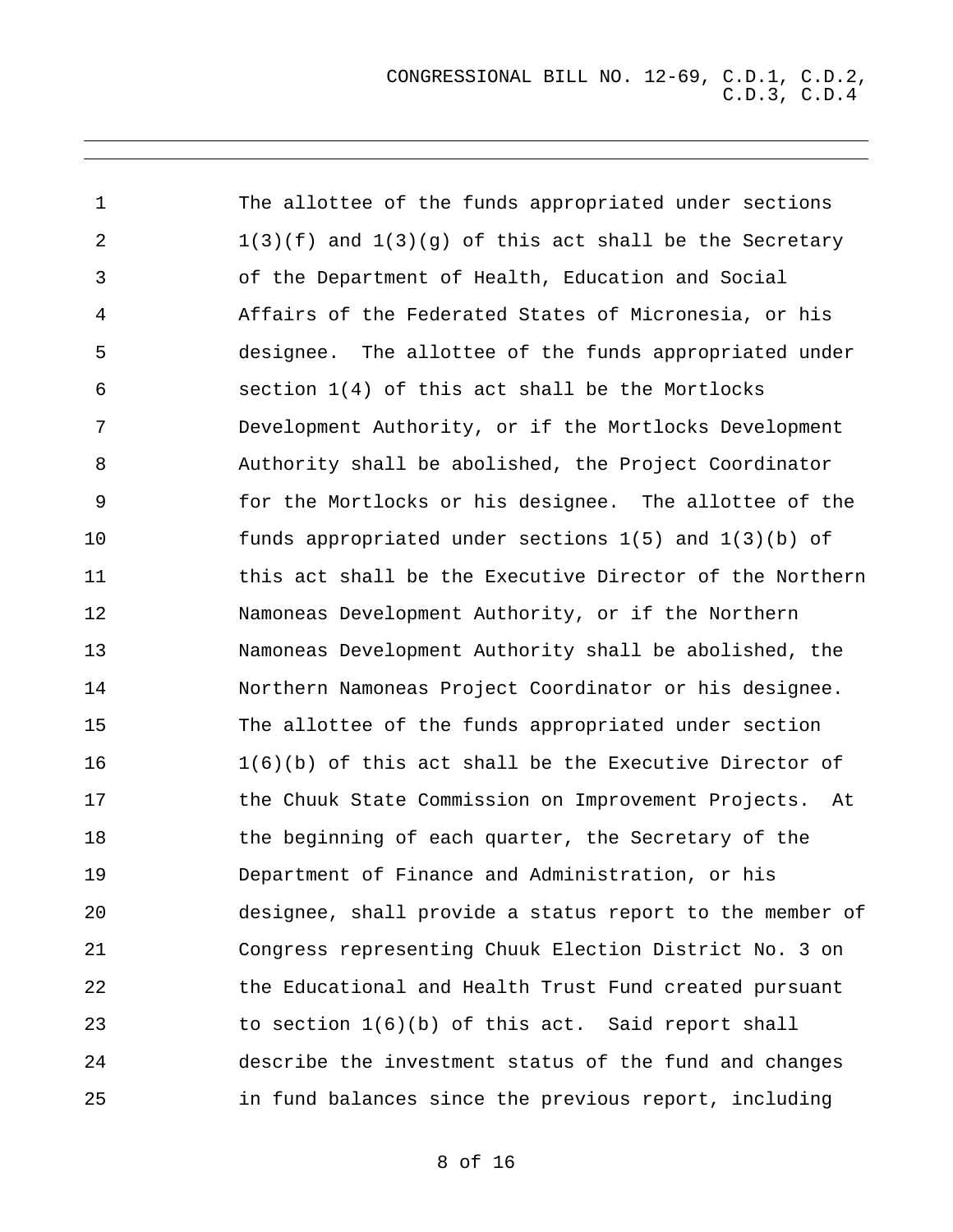The allottee of the funds appropriated under sections 1(3)(f) and 1(3)(g) of this act shall be the Secretary of the Department of Health, Education and Social Affairs of the Federated States of Micronesia, or his designee. The allottee of the funds appropriated under section 1(4) of this act shall be the Mortlocks Development Authority, or if the Mortlocks Development Authority shall be abolished, the Project Coordinator for the Mortlocks or his designee. The allottee of the funds appropriated under sections 1(5) and 1(3)(b) of this act shall be the Executive Director of the Northern Namoneas Development Authority, or if the Northern Namoneas Development Authority shall be abolished, the Northern Namoneas Project Coordinator or his designee. The allottee of the funds appropriated under section 1(6)(b) of this act shall be the Executive Director of the Chuuk State Commission on Improvement Projects. At the beginning of each quarter, the Secretary of the Department of Finance and Administration, or his designee, shall provide a status report to the member of Congress representing Chuuk Election District No. 3 on the Educational and Health Trust Fund created pursuant to section 1(6)(b) of this act. Said report shall describe the investment status of the fund and changes in fund balances since the previous report, including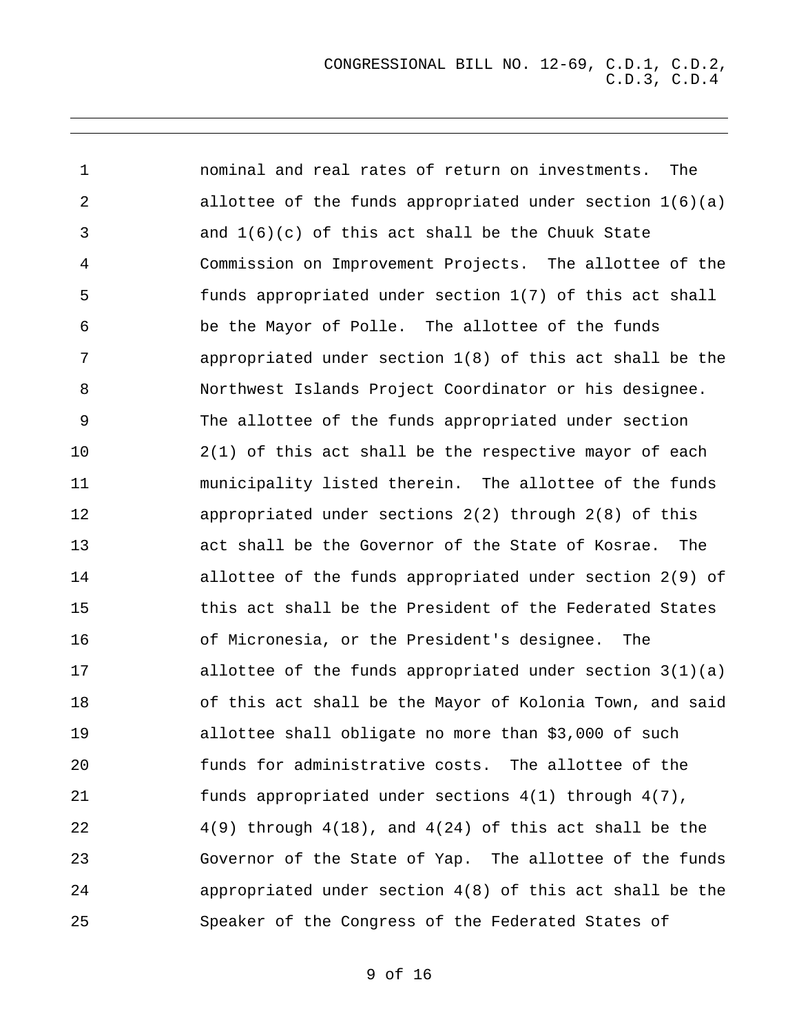nominal and real rates of return on investments. The allottee of the funds appropriated under section 1(6)(a) and 1(6)(c) of this act shall be the Chuuk State Commission on Improvement Projects. The allottee of the funds appropriated under section 1(7) of this act shall be the Mayor of Polle. The allottee of the funds appropriated under section 1(8) of this act shall be the Northwest Islands Project Coordinator or his designee. The allottee of the funds appropriated under section 2(1) of this act shall be the respective mayor of each municipality listed therein. The allottee of the funds appropriated under sections 2(2) through 2(8) of this act shall be the Governor of the State of Kosrae. The allottee of the funds appropriated under section 2(9) of this act shall be the President of the Federated States of Micronesia, or the President's designee. The allottee of the funds appropriated under section 3(1)(a) of this act shall be the Mayor of Kolonia Town, and said allottee shall obligate no more than $3,000 of such funds for administrative costs. The allottee of the funds appropriated under sections 4(1) through 4(7), 4(9) through 4(18), and 4(24) of this act shall be the Governor of the State of Yap. The allottee of the funds appropriated under section 4(8) of this act shall be the Speaker of the Congress of the Federated States of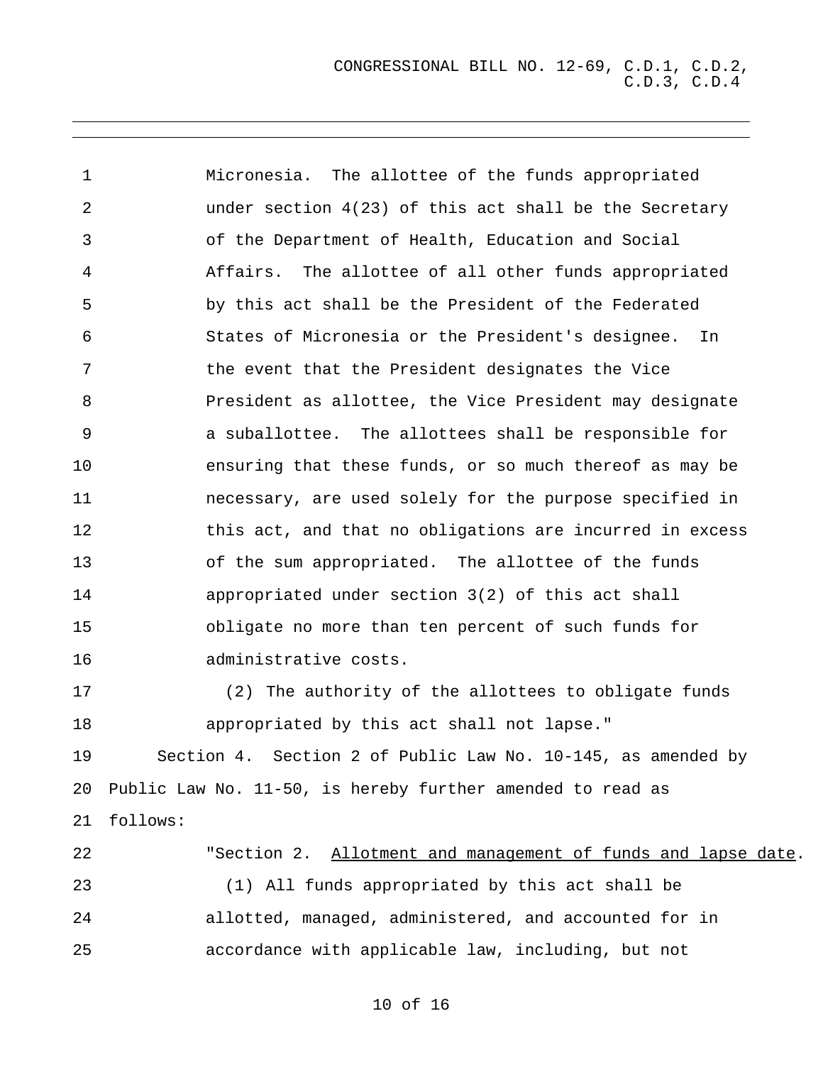Micronesia. The allottee of the funds appropriated under section 4(23) of this act shall be the Secretary of the Department of Health, Education and Social Affairs. The allottee of all other funds appropriated by this act shall be the President of the Federated States of Micronesia or the President's designee. In the event that the President designates the Vice President as allottee, the Vice President may designate a suballottee. The allottees shall be responsible for ensuring that these funds, or so much thereof as may be necessary, are used solely for the purpose specified in this act, and that no obligations are incurred in excess of the sum appropriated. The allottee of the funds appropriated under section 3(2) of this act shall obligate no more than ten percent of such funds for administrative costs.

(2) The authority of the allottees to obligate funds appropriated by this act shall not lapse."

Section 4. Section 2 of Public Law No. 10-145, as amended by Public Law No. 11-50, is hereby further amended to read as follows:

"Section 2. Allotment and management of funds and lapse date.

(1) All funds appropriated by this act shall be allotted, managed, administered, and accounted for in accordance with applicable law, including, but not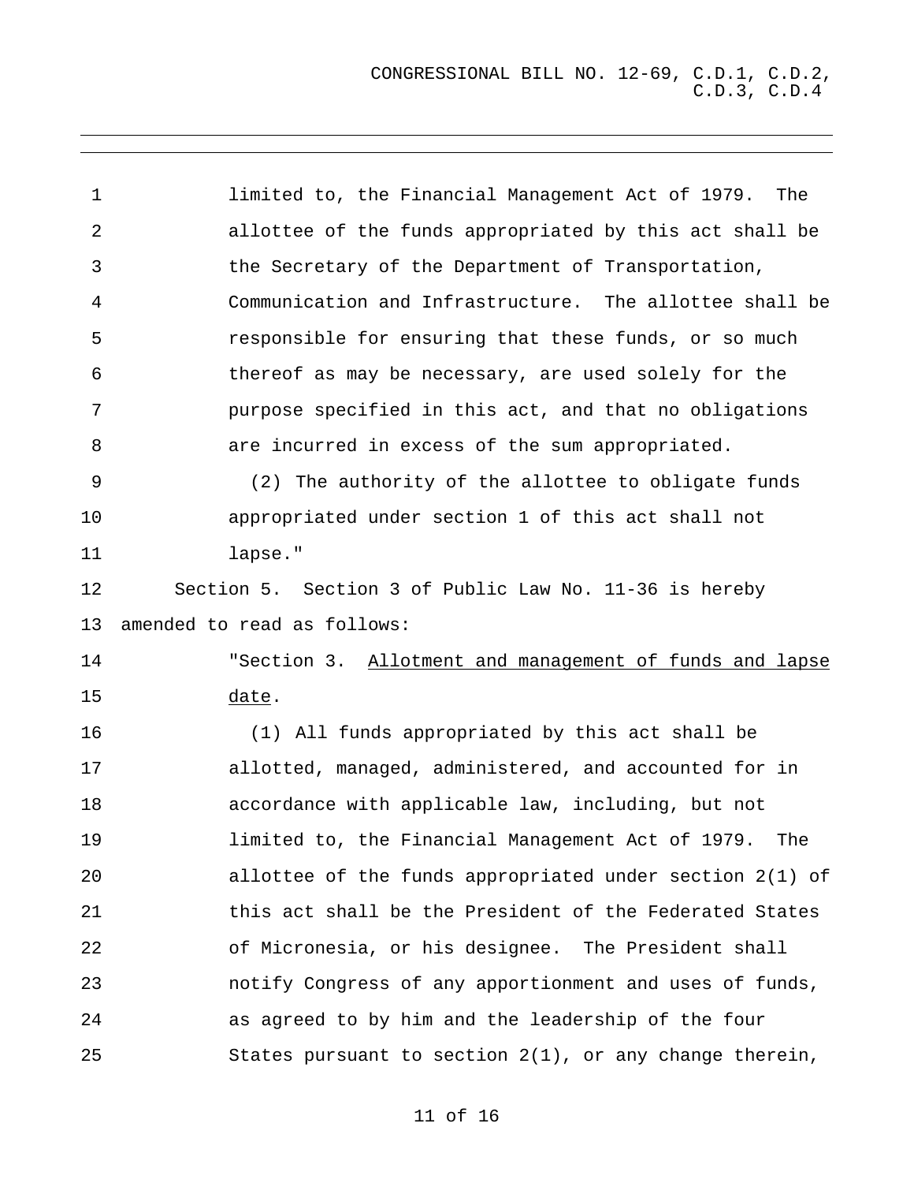limited to, the Financial Management Act of 1979. The allottee of the funds appropriated by this act shall be the Secretary of the Department of Transportation, Communication and Infrastructure. The allottee shall be responsible for ensuring that these funds, or so much thereof as may be necessary, are used solely for the purpose specified in this act, and that no obligations are incurred in excess of the sum appropriated.

(2) The authority of the allottee to obligate funds appropriated under section 1 of this act shall not lapse."

Section 5. Section 3 of Public Law No. 11-36 is hereby amended to read as follows:

"Section 3. Allotment and management of funds and lapse date.

(1) All funds appropriated by this act shall be allotted, managed, administered, and accounted for in accordance with applicable law, including, but not limited to, the Financial Management Act of 1979. The allottee of the funds appropriated under section 2(1) of this act shall be the President of the Federated States of Micronesia, or his designee. The President shall notify Congress of any apportionment and uses of funds, as agreed to by him and the leadership of the four States pursuant to section 2(1), or any change therein,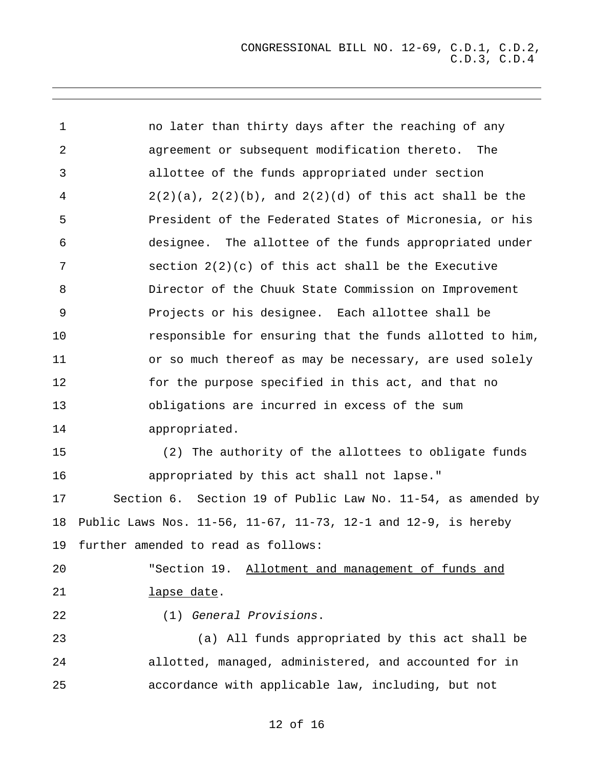no later than thirty days after the reaching of any agreement or subsequent modification thereto. The allottee of the funds appropriated under section 2(2)(a), 2(2)(b), and 2(2)(d) of this act shall be the President of the Federated States of Micronesia, or his designee. The allottee of the funds appropriated under section 2(2)(c) of this act shall be the Executive Director of the Chuuk State Commission on Improvement Projects or his designee. Each allottee shall be responsible for ensuring that the funds allotted to him, or so much thereof as may be necessary, are used solely for the purpose specified in this act, and that no obligations are incurred in excess of the sum appropriated.

(2) The authority of the allottees to obligate funds appropriated by this act shall not lapse."

Section 6. Section 19 of Public Law No. 11-54, as amended by Public Laws Nos. 11-56, 11-67, 11-73, 12-1 and 12-9, is hereby further amended to read as follows:

"Section 19. Allotment and management of funds and lapse date.

(1) *General Provisions*.

(a) All funds appropriated by this act shall be allotted, managed, administered, and accounted for in accordance with applicable law, including, but not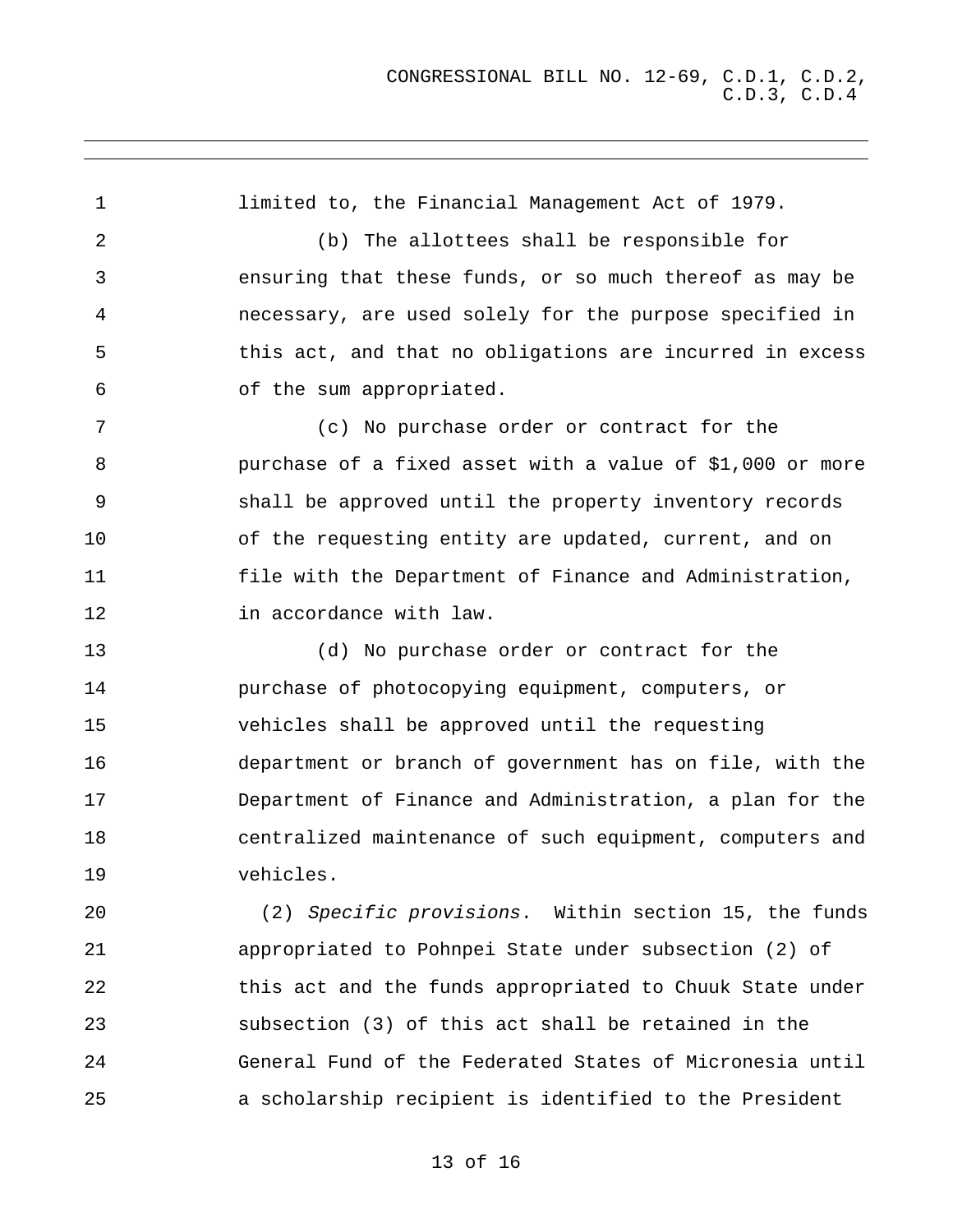limited to, the Financial Management Act of 1979.

(b) The allottees shall be responsible for ensuring that these funds, or so much thereof as may be necessary, are used solely for the purpose specified in this act, and that no obligations are incurred in excess of the sum appropriated.

(c) No purchase order or contract for the purchase of a fixed asset with a value of $1,000 or more shall be approved until the property inventory records of the requesting entity are updated, current, and on file with the Department of Finance and Administration, in accordance with law.

(d) No purchase order or contract for the purchase of photocopying equipment, computers, or vehicles shall be approved until the requesting department or branch of government has on file, with the Department of Finance and Administration, a plan for the centralized maintenance of such equipment, computers and vehicles.

(2) *Specific provisions*. Within section 15, the funds appropriated to Pohnpei State under subsection (2) of this act and the funds appropriated to Chuuk State under subsection (3) of this act shall be retained in the General Fund of the Federated States of Micronesia until a scholarship recipient is identified to the President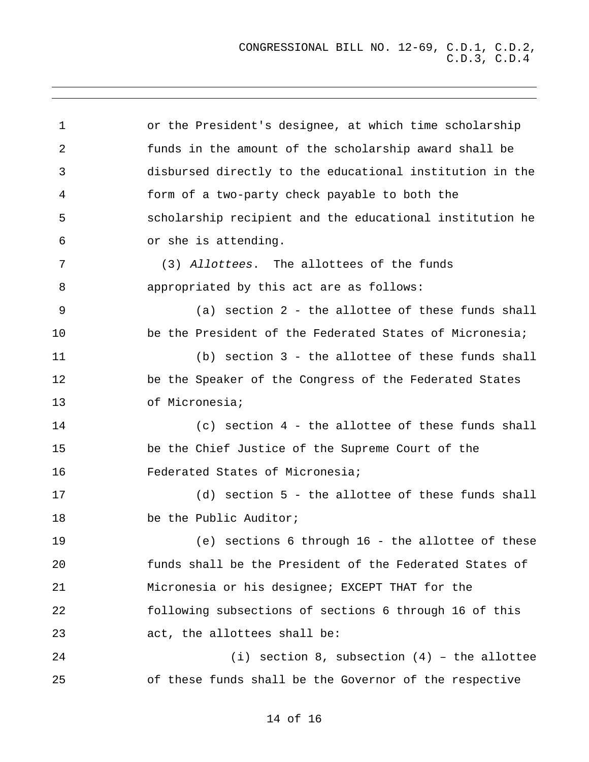or the President's designee, at which time scholarship funds in the amount of the scholarship award shall be disbursed directly to the educational institution in the form of a two-party check payable to both the scholarship recipient and the educational institution he or she is attending.

(3) *Allottees*. The allottees of the funds appropriated by this act are as follows:

(a) section 2 - the allottee of these funds shall be the President of the Federated States of Micronesia;

(b) section 3 - the allottee of these funds shall be the Speaker of the Congress of the Federated States of Micronesia;

(c) section 4 - the allottee of these funds shall be the Chief Justice of the Supreme Court of the Federated States of Micronesia;

(d) section 5 - the allottee of these funds shall be the Public Auditor;

(e) sections 6 through 16 - the allottee of these funds shall be the President of the Federated States of Micronesia or his designee; EXCEPT THAT for the following subsections of sections 6 through 16 of this act, the allottees shall be:

(i) section 8, subsection (4) – the allottee of these funds shall be the Governor of the respective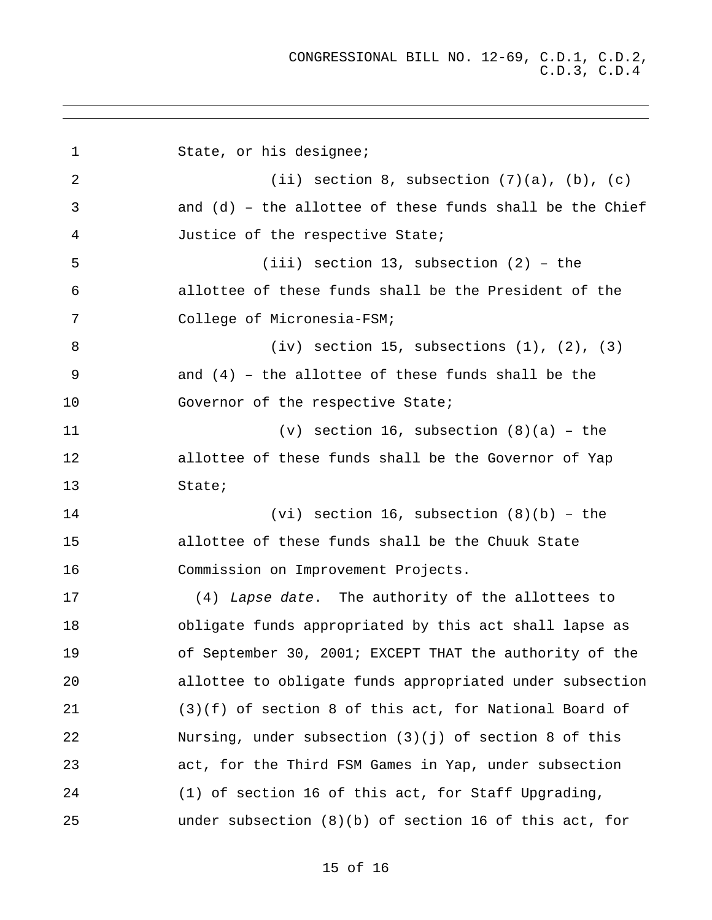State, or his designee;

(ii) section 8, subsection (7)(a), (b), (c) and (d) – the allottee of these funds shall be the Chief Justice of the respective State;

(iii) section 13, subsection (2) – the allottee of these funds shall be the President of the College of Micronesia-FSM;

(iv) section 15, subsections (1), (2), (3) and (4) – the allottee of these funds shall be the Governor of the respective State;

(v) section 16, subsection (8)(a) – the allottee of these funds shall be the Governor of Yap State;

(vi) section 16, subsection (8)(b) – the allottee of these funds shall be the Chuuk State Commission on Improvement Projects.

(4) *Lapse date*. The authority of the allottees to obligate funds appropriated by this act shall lapse as of September 30, 2001; EXCEPT THAT the authority of the allottee to obligate funds appropriated under subsection (3)(f) of section 8 of this act, for National Board of Nursing, under subsection (3)(j) of section 8 of this act, for the Third FSM Games in Yap, under subsection (1) of section 16 of this act, for Staff Upgrading, under subsection (8)(b) of section 16 of this act, for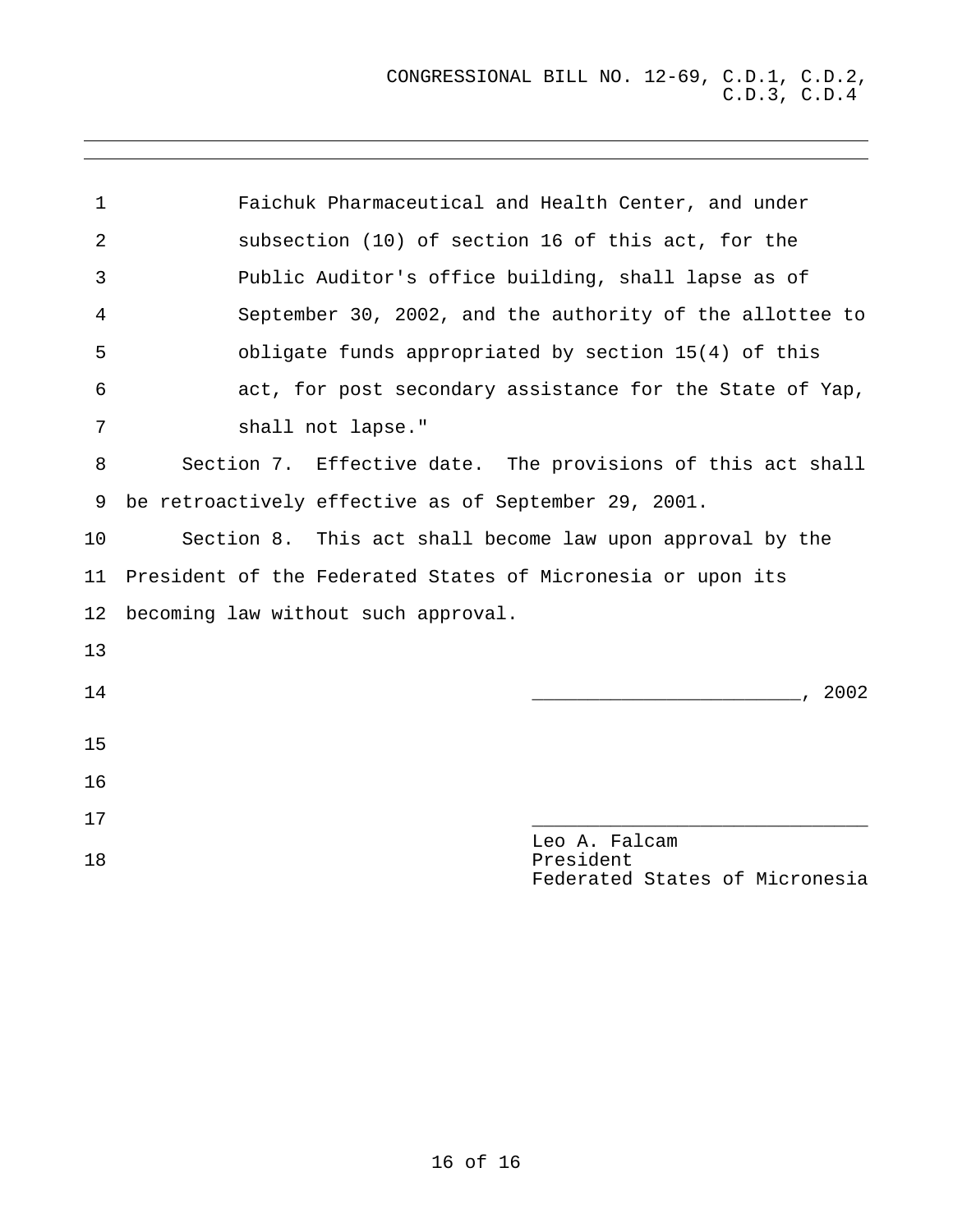Faichuk Pharmaceutical and Health Center, and under subsection (10) of section 16 of this act, for the Public Auditor's office building, shall lapse as of September 30, 2002, and the authority of the allottee to obligate funds appropriated by section 15(4) of this act, for post secondary assistance for the State of Yap, shall not lapse."

Section 7. Effective date. The provisions of this act shall be retroactively effective as of September 29, 2001.

Section 8. This act shall become law upon approval by the President of the Federated States of Micronesia or upon its becoming law without such approval.

_______________________, 2002

_____________________________

Leo A. Falcam
President
Federated States of Micronesia